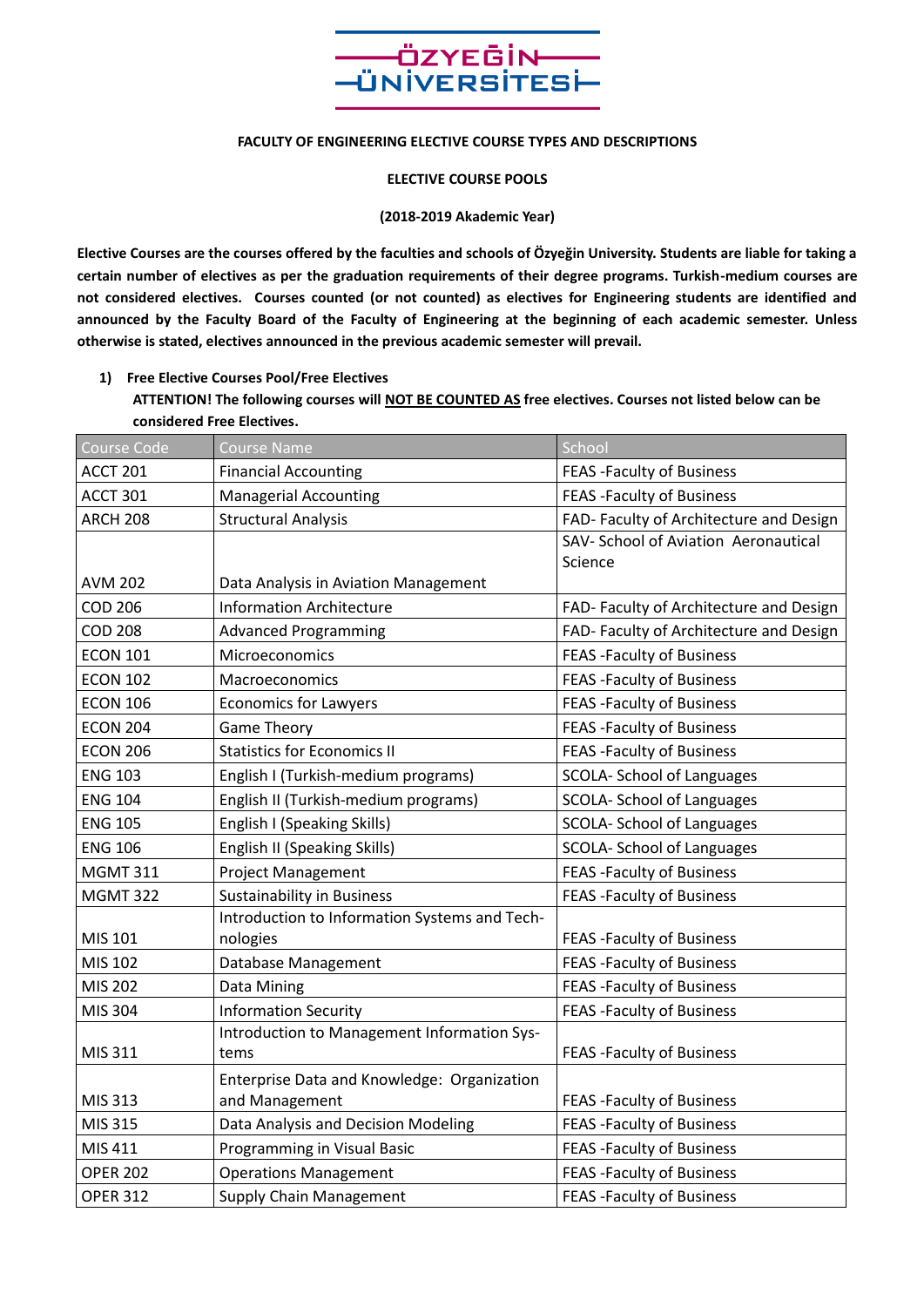ÖZYEĞİN ÜNİVERSİTESİ

**FACULTY OF ENGINEERING ELECTIVE COURSE TYPES AND DESCRIPTIONS**

**ELECTIVE COURSE POOLS**

**(2018-2019 Akademic Year)**

**Elective Courses are the courses offered by the faculties and schools of Özyeğin University. Students are liable for taking a certain number of electives as per the graduation requirements of their degree programs. Turkish-medium courses are not considered electives. Courses counted (or not counted) as electives for Engineering students are identified and announced by the Faculty Board of the Faculty of Engineering at the beginning of each academic semester. Unless otherwise is stated, electives announced in the previous academic semester will prevail.**

1) **Free Elective Courses Pool/Free Electives**

**ATTENTION! The following courses will <u>NOT BE COUNTED AS</u> free electives. Courses not listed below can be considered Free Electives.**

| Course Code | Course Name | School |
|---|---|---|
| ACCT 201 | Financial Accounting | FEAS -Faculty of Business |
| ACCT 301 | Managerial Accounting | FEAS -Faculty of Business |
| ARCH 208 | Structural Analysis | FAD- Faculty of Architecture and Design |
| AVM 202 | Data Analysis in Aviation Management | SAV- School of Aviation Aeronautical Science |
| COD 206 | Information Architecture | FAD- Faculty of Architecture and Design |
| COD 208 | Advanced Programming | FAD- Faculty of Architecture and Design |
| ECON 101 | Microeconomics | FEAS -Faculty of Business |
| ECON 102 | Macroeconomics | FEAS -Faculty of Business |
| ECON 106 | Economics for Lawyers | FEAS -Faculty of Business |
| ECON 204 | Game Theory | FEAS -Faculty of Business |
| ECON 206 | Statistics for Economics II | FEAS -Faculty of Business |
| ENG 103 | English I (Turkish-medium programs) | SCOLA- School of Languages |
| ENG 104 | English II (Turkish-medium programs) | SCOLA- School of Languages |
| ENG 105 | English I (Speaking Skills) | SCOLA- School of Languages |
| ENG 106 | English II (Speaking Skills) | SCOLA- School of Languages |
| MGMT 311 | Project Management | FEAS -Faculty of Business |
| MGMT 322 | Sustainability in Business | FEAS -Faculty of Business |
| MIS 101 | Introduction to Information Systems and Technologies | FEAS -Faculty of Business |
| MIS 102 | Database Management | FEAS -Faculty of Business |
| MIS 202 | Data Mining | FEAS -Faculty of Business |
| MIS 304 | Information Security | FEAS -Faculty of Business |
| MIS 311 | Introduction to Management Information Systems | FEAS -Faculty of Business |
| MIS 313 | Enterprise Data and Knowledge: Organization and Management | FEAS -Faculty of Business |
| MIS 315 | Data Analysis and Decision Modeling | FEAS -Faculty of Business |
| MIS 411 | Programming in Visual Basic | FEAS -Faculty of Business |
| OPER 202 | Operations Management | FEAS -Faculty of Business |
| OPER 312 | Supply Chain Management | FEAS -Faculty of Business |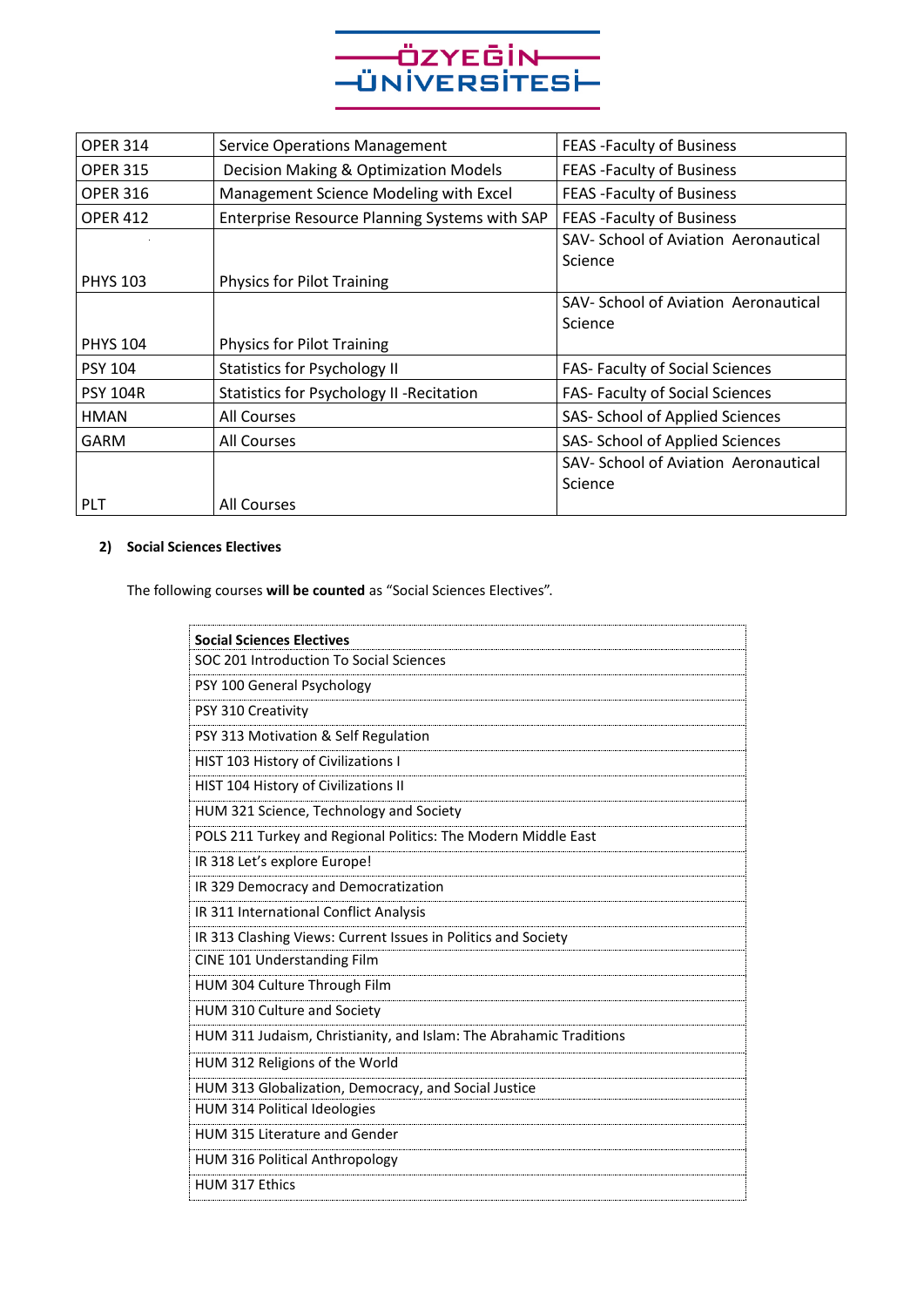| OPER 314 | Service Operations Management | FEAS -Faculty of Business |
|---|---|---|
| OPER 315 | Decision Making & Optimization Models | FEAS -Faculty of Business |
| OPER 316 | Management Science Modeling with Excel | FEAS -Faculty of Business |
| OPER 412 | Enterprise Resource Planning Systems with SAP | FEAS -Faculty of Business |
| PHYS 103 | Physics for Pilot Training | SAV- School of Aviation Aeronautical Science |
| PHYS 104 | Physics for Pilot Training | SAV- School of Aviation Aeronautical Science |
| PSY 104 | Statistics for Psychology II | FAS- Faculty of Social Sciences |
| PSY 104R | Statistics for Psychology II -Recitation | FAS- Faculty of Social Sciences |
| HMAN | All Courses | SAS- School of Applied Sciences |
| GARM | All Courses | SAS- School of Applied Sciences |
| PLT | All Courses | SAV- School of Aviation Aeronautical Science |

**2) Social Sciences Electives**

The following courses **will be counted** as "Social Sciences Electives".

| **Social Sciences Electives** |
|---|
| SOC 201 Introduction To Social Sciences |
| PSY 100 General Psychology |
| PSY 310 Creativity |
| PSY 313 Motivation & Self Regulation |
| HIST 103 History of Civilizations I |
| HIST 104 History of Civilizations II |
| HUM 321 Science, Technology and Society |
| POLS 211 Turkey and Regional Politics: The Modern Middle East |
| IR 318 Let's explore Europe! |
| IR 329 Democracy and Democratization |
| IR 311 International Conflict Analysis |
| IR 313 Clashing Views: Current Issues in Politics and Society |
| CINE 101 Understanding Film |
| HUM 304 Culture Through Film |
| HUM 310 Culture and Society |
| HUM 311 Judaism, Christianity, and Islam: The Abrahamic Traditions |
| HUM 312 Religions of the World |
| HUM 313 Globalization, Democracy, and Social Justice |
| HUM 314 Political Ideologies |
| HUM 315 Literature and Gender |
| HUM 316 Political Anthropology |
| HUM 317 Ethics |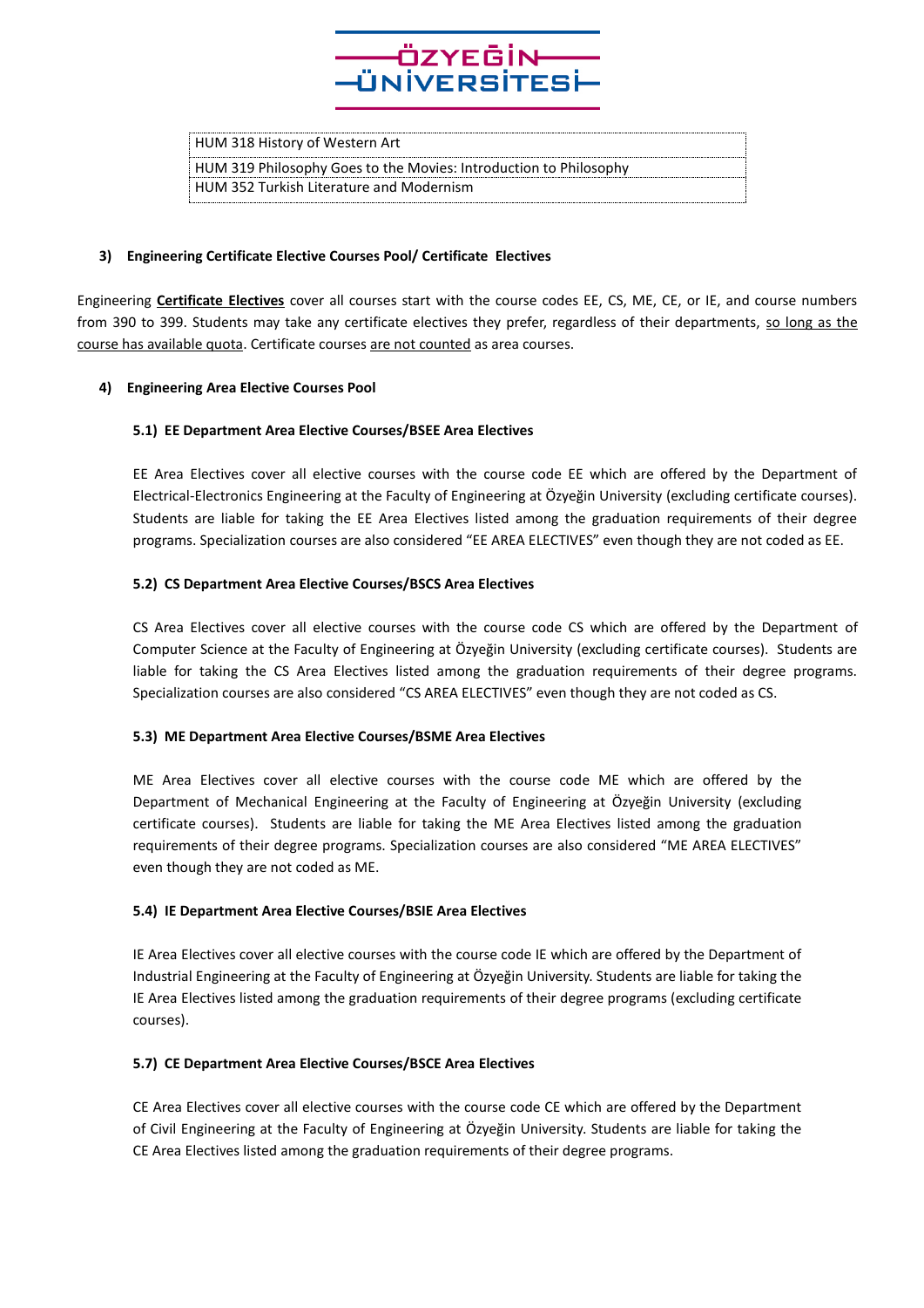| HUM 318 History of Western Art |
| --- |
| HUM 319 Philosophy Goes to the Movies: Introduction to Philosophy |
| HUM 352 Turkish Literature and Modernism |

### 3) Engineering Certificate Elective Courses Pool/ Certificate Electives

Engineering **Certificate Electives** cover all courses start with the course codes EE, CS, ME, CE, or IE, and course numbers from 390 to 399. Students may take any certificate electives they prefer, regardless of their departments, so long as the course has available quota. Certificate courses are not counted as area courses.

### 4) Engineering Area Elective Courses Pool

#### 5.1) EE Department Area Elective Courses/BSEE Area Electives

EE Area Electives cover all elective courses with the course code EE which are offered by the Department of Electrical-Electronics Engineering at the Faculty of Engineering at Özyeğin University (excluding certificate courses). Students are liable for taking the EE Area Electives listed among the graduation requirements of their degree programs. Specialization courses are also considered "EE AREA ELECTIVES" even though they are not coded as EE.

#### 5.2) CS Department Area Elective Courses/BSCS Area Electives

CS Area Electives cover all elective courses with the course code CS which are offered by the Department of Computer Science at the Faculty of Engineering at Özyeğin University (excluding certificate courses). Students are liable for taking the CS Area Electives listed among the graduation requirements of their degree programs. Specialization courses are also considered "CS AREA ELECTIVES" even though they are not coded as CS.

#### 5.3) ME Department Area Elective Courses/BSME Area Electives

ME Area Electives cover all elective courses with the course code ME which are offered by the Department of Mechanical Engineering at the Faculty of Engineering at Özyeğin University (excluding certificate courses). Students are liable for taking the ME Area Electives listed among the graduation requirements of their degree programs. Specialization courses are also considered "ME AREA ELECTIVES" even though they are not coded as ME.

#### 5.4) IE Department Area Elective Courses/BSIE Area Electives

IE Area Electives cover all elective courses with the course code IE which are offered by the Department of Industrial Engineering at the Faculty of Engineering at Özyeğin University. Students are liable for taking the IE Area Electives listed among the graduation requirements of their degree programs (excluding certificate courses).

#### 5.7) CE Department Area Elective Courses/BSCE Area Electives

CE Area Electives cover all elective courses with the course code CE which are offered by the Department of Civil Engineering at the Faculty of Engineering at Özyeğin University. Students are liable for taking the CE Area Electives listed among the graduation requirements of their degree programs.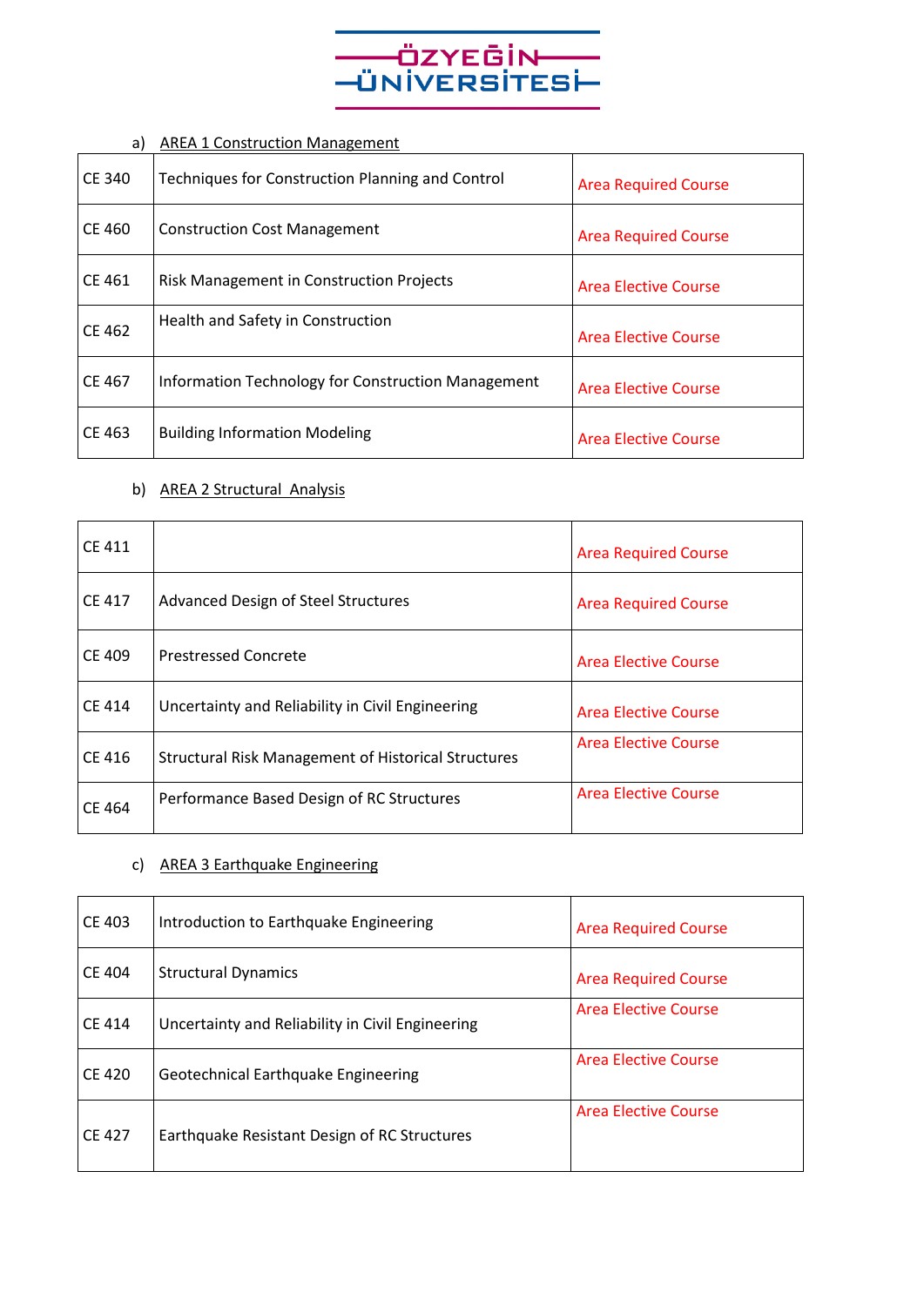a) AREA 1 Construction Management

| | | |
|---|---|---|
| CE 340 | Techniques for Construction Planning and Control | Area Required Course |
| CE 460 | Construction Cost Management | Area Required Course |
| CE 461 | Risk Management in Construction Projects | Area Elective Course |
| CE 462 | Health and Safety in Construction | Area Elective Course |
| CE 467 | Information Technology for Construction Management | Area Elective Course |
| CE 463 | Building Information Modeling | Area Elective Course |

b) AREA 2 Structural Analysis

| | | |
|---|---|---|
| CE 411 | | Area Required Course |
| CE 417 | Advanced Design of Steel Structures | Area Required Course |
| CE 409 | Prestressed Concrete | Area Elective Course |
| CE 414 | Uncertainty and Reliability in Civil Engineering | Area Elective Course |
| CE 416 | Structural Risk Management of Historical Structures | Area Elective Course |
| CE 464 | Performance Based Design of RC Structures | Area Elective Course |

c) AREA 3 Earthquake Engineering

| | | |
|---|---|---|
| CE 403 | Introduction to Earthquake Engineering | Area Required Course |
| CE 404 | Structural Dynamics | Area Required Course |
| CE 414 | Uncertainty and Reliability in Civil Engineering | Area Elective Course |
| CE 420 | Geotechnical Earthquake Engineering | Area Elective Course |
| CE 427 | Earthquake Resistant Design of RC Structures | Area Elective Course |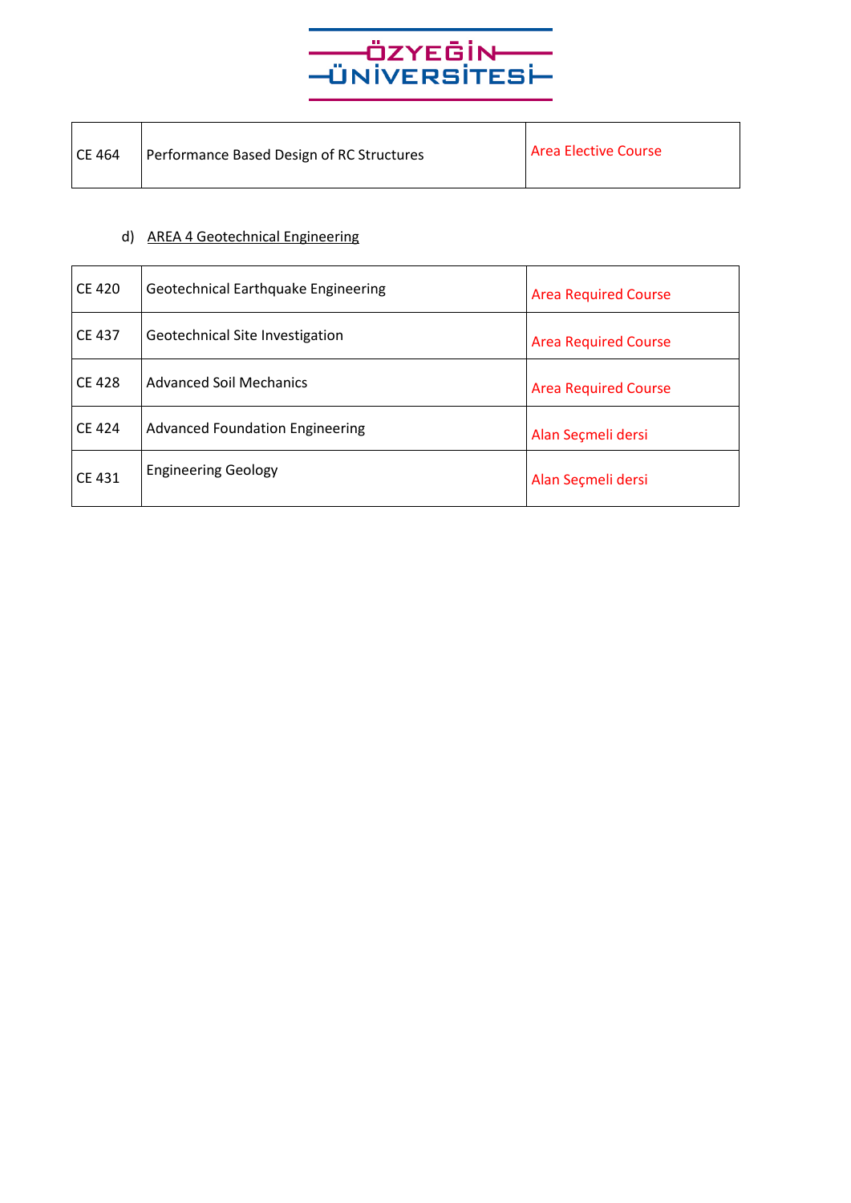| | | |
|---|---|---|
| CE 464 | Performance Based Design of RC Structures | Area Elective Course |

d) AREA 4 Geotechnical Engineering

| | | |
|---|---|---|
| CE 420 | Geotechnical Earthquake Engineering | Area Required Course |
| CE 437 | Geotechnical Site Investigation | Area Required Course |
| CE 428 | Advanced Soil Mechanics | Area Required Course |
| CE 424 | Advanced Foundation Engineering | Alan Seçmeli dersi |
| CE 431 | Engineering Geology | Alan Seçmeli dersi |